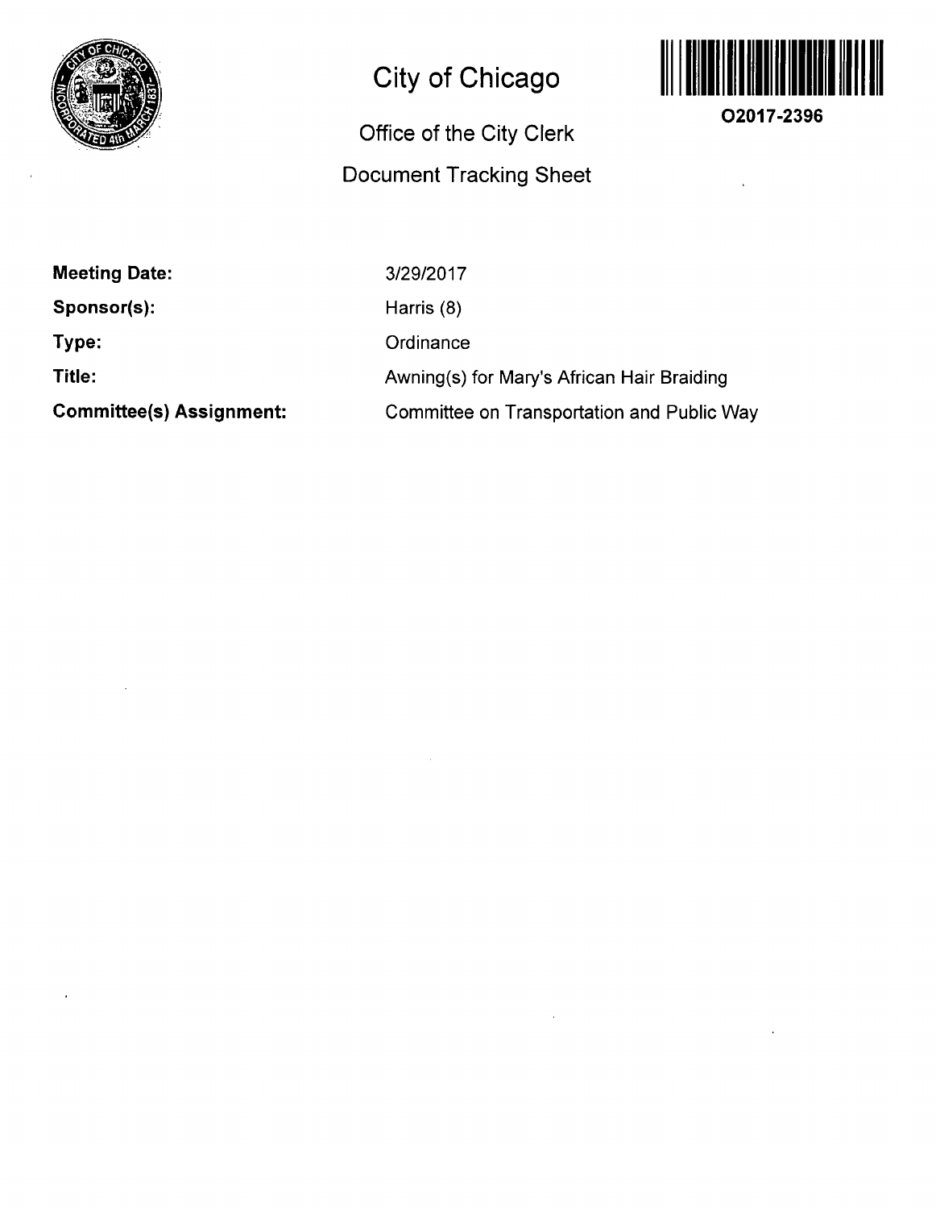# City of Chicago

## Office of the City Clerk

## Document Tracking Sheet

**O2017-2396**

| | |
|---|---|
| **Meeting Date:** | 3/29/2017 |
| **Sponsor(s):** | Harris (8) |
| **Type:** | Ordinance |
| **Title:** | Awning(s) for Mary's African Hair Braiding |
| **Committee(s) Assignment:** | Committee on Transportation and Public Way |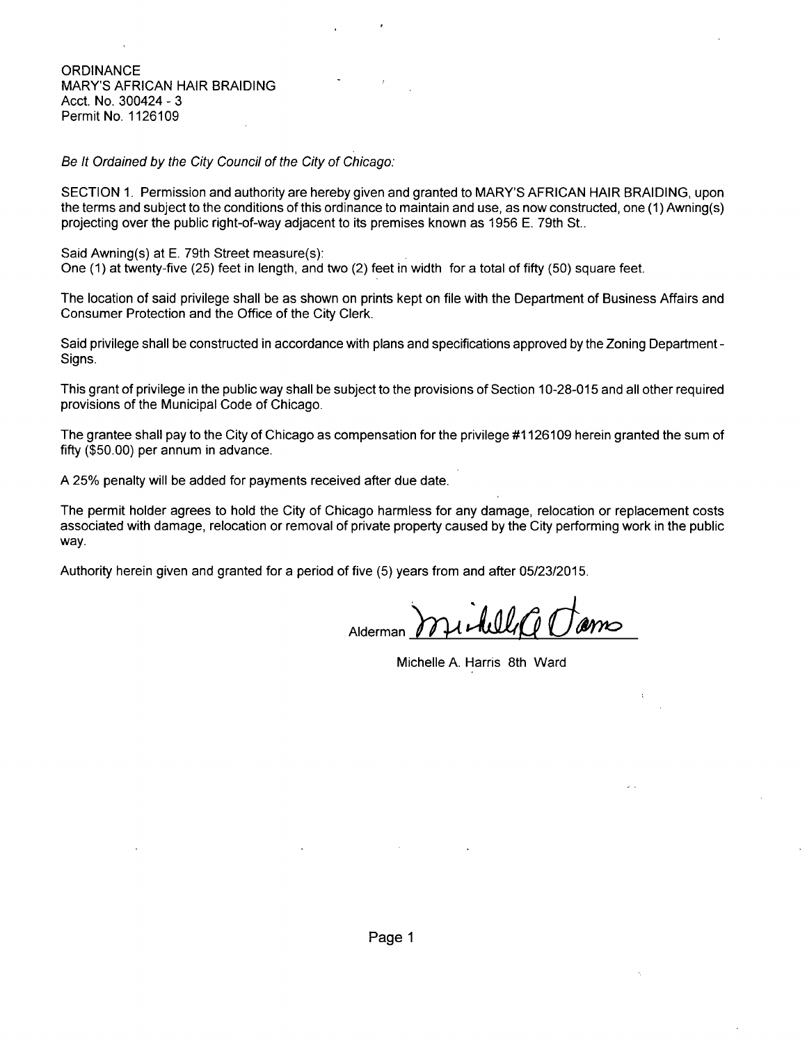ORDINANCE
MARY'S AFRICAN HAIR BRAIDING
Acct. No. 300424 - 3
Permit No. 1126109

*Be It Ordained by the City Council of the City of Chicago:*

SECTION 1. Permission and authority are hereby given and granted to MARY'S AFRICAN HAIR BRAIDING, upon the terms and subject to the conditions of this ordinance to maintain and use, as now constructed, one (1) Awning(s) projecting over the public right-of-way adjacent to its premises known as 1956 E. 79th St..

Said Awning(s) at E. 79th Street measure(s):
One (1) at twenty-five (25) feet in length, and two (2) feet in width for a total of fifty (50) square feet.

The location of said privilege shall be as shown on prints kept on file with the Department of Business Affairs and Consumer Protection and the Office of the City Clerk.

Said privilege shall be constructed in accordance with plans and specifications approved by the Zoning Department - Signs.

This grant of privilege in the public way shall be subject to the provisions of Section 10-28-015 and all other required provisions of the Municipal Code of Chicago.

The grantee shall pay to the City of Chicago as compensation for the privilege #1126109 herein granted the sum of fifty ($50.00) per annum in advance.

A 25% penalty will be added for payments received after due date.

The permit holder agrees to hold the City of Chicago harmless for any damage, relocation or replacement costs associated with damage, relocation or removal of private property caused by the City performing work in the public way.

Authority herein given and granted for a period of five (5) years from and after 05/23/2015.

Alderman ______________________

Michelle A. Harris 8th Ward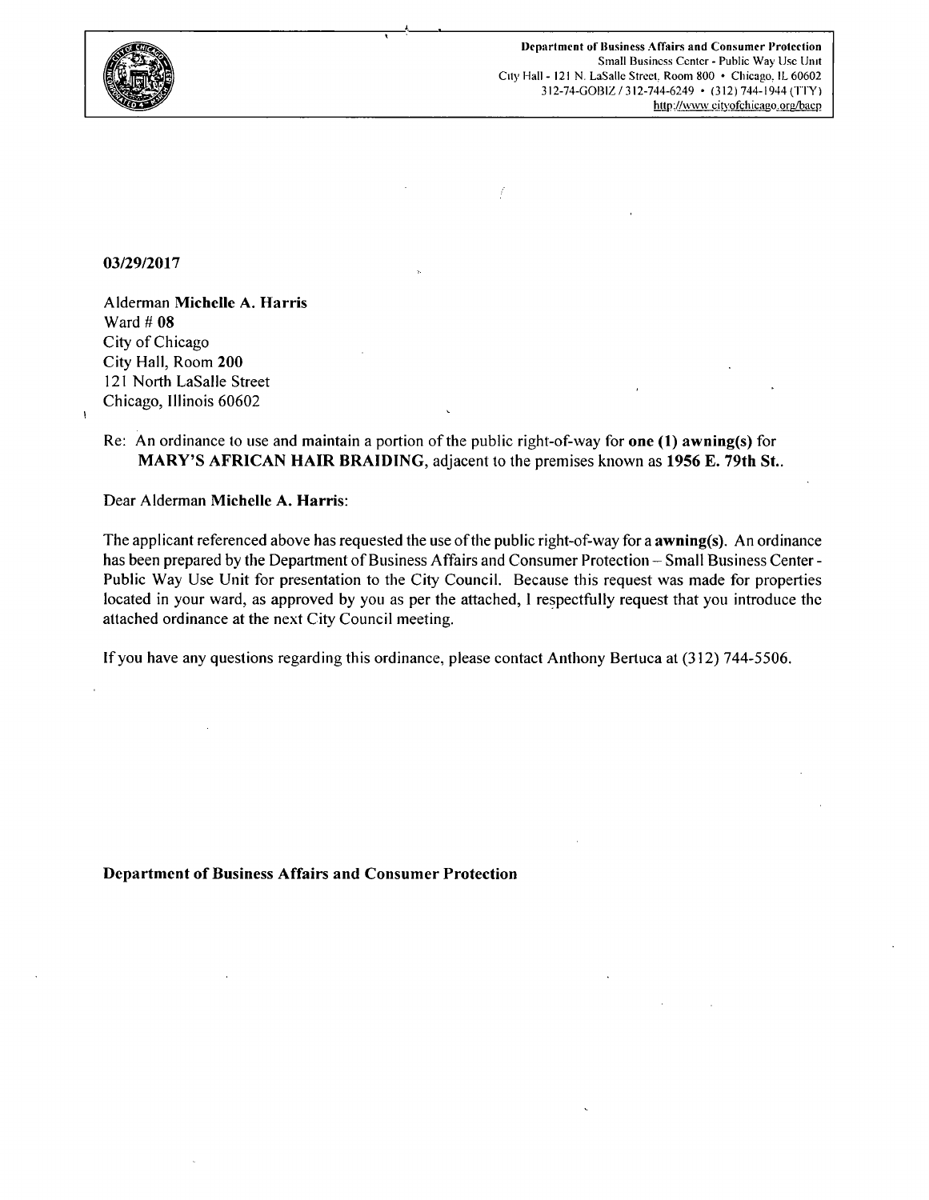**Department of Business Affairs and Consumer Protection**
Small Business Center - Public Way Use Unit
City Hall - 121 N. LaSalle Street, Room 800 • Chicago, IL 60602
312-74-GOBIZ / 312-744-6249 • (312) 744-1944 (TTY)
http://www.cityofchicago.org/bacp

**03/29/2017**

Alderman **Michelle A. Harris**
Ward # **08**
City of Chicago
City Hall, Room **200**
121 North LaSalle Street
Chicago, Illinois 60602

Re: An ordinance to use and maintain a portion of the public right-of-way for **one (1) awning(s)** for **MARY'S AFRICAN HAIR BRAIDING**, adjacent to the premises known as **1956 E. 79th St.**.

Dear Alderman **Michelle A. Harris**:

The applicant referenced above has requested the use of the public right-of-way for a **awning(s)**. An ordinance has been prepared by the Department of Business Affairs and Consumer Protection – Small Business Center - Public Way Use Unit for presentation to the City Council. Because this request was made for properties located in your ward, as approved by you as per the attached, I respectfully request that you introduce the attached ordinance at the next City Council meeting.

If you have any questions regarding this ordinance, please contact Anthony Bertuca at (312) 744-5506.

**Department of Business Affairs and Consumer Protection**